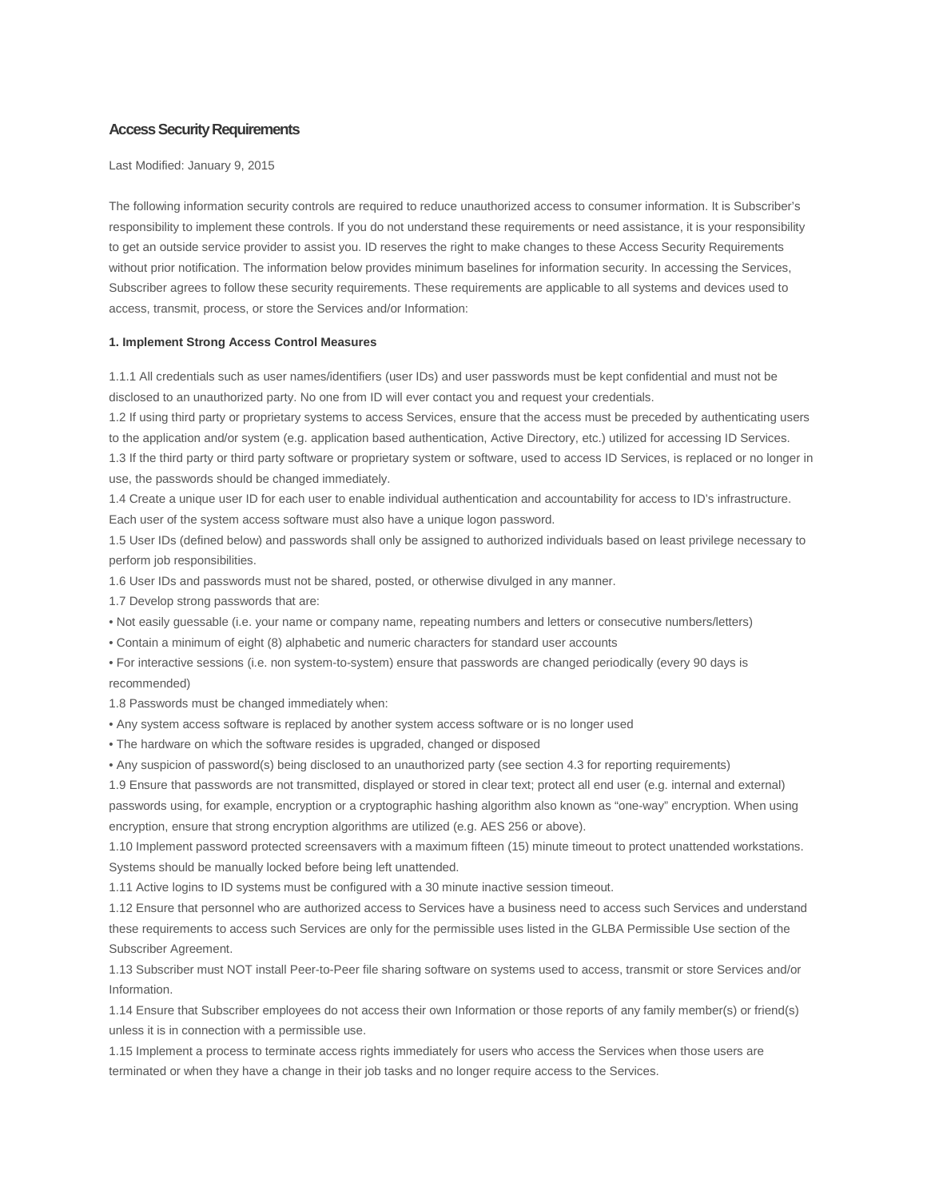# Access Security Requirements

Last Modified: January 9, 2015

The following information security controls are required to reduce unauthorized access to consumer information. It is Subscriber's responsibility to implement these controls. If you do not understand these requirements or need assistance, it is your responsibility to get an outside service provider to assist you. ID reserves the right to make changes to these Access Security Requirements without prior notification. The information below provides minimum baselines for information security. In accessing the Services, Subscriber agrees to follow these security requirements. These requirements are applicable to all systems and devices used to access, transmit, process, or store the Services and/or Information:

**1. Implement Strong Access Control Measures**

1.1.1 All credentials such as user names/identifiers (user IDs) and user passwords must be kept confidential and must not be disclosed to an unauthorized party. No one from ID will ever contact you and request your credentials.

1.2 If using third party or proprietary systems to access Services, ensure that the access must be preceded by authenticating users to the application and/or system (e.g. application based authentication, Active Directory, etc.) utilized for accessing ID Services.

1.3 If the third party or third party software or proprietary system or software, used to access ID Services, is replaced or no longer in use, the passwords should be changed immediately.

1.4 Create a unique user ID for each user to enable individual authentication and accountability for access to ID's infrastructure. Each user of the system access software must also have a unique logon password.

1.5 User IDs (defined below) and passwords shall only be assigned to authorized individuals based on least privilege necessary to perform job responsibilities.

1.6 User IDs and passwords must not be shared, posted, or otherwise divulged in any manner.

1.7 Develop strong passwords that are:

- Not easily guessable (i.e. your name or company name, repeating numbers and letters or consecutive numbers/letters)
- Contain a minimum of eight (8) alphabetic and numeric characters for standard user accounts
- For interactive sessions (i.e. non system-to-system) ensure that passwords are changed periodically (every 90 days is recommended)

1.8 Passwords must be changed immediately when:

- Any system access software is replaced by another system access software or is no longer used
- The hardware on which the software resides is upgraded, changed or disposed
- Any suspicion of password(s) being disclosed to an unauthorized party (see section 4.3 for reporting requirements)

1.9 Ensure that passwords are not transmitted, displayed or stored in clear text; protect all end user (e.g. internal and external) passwords using, for example, encryption or a cryptographic hashing algorithm also known as "one-way" encryption. When using encryption, ensure that strong encryption algorithms are utilized (e.g. AES 256 or above).

1.10 Implement password protected screensavers with a maximum fifteen (15) minute timeout to protect unattended workstations. Systems should be manually locked before being left unattended.

1.11 Active logins to ID systems must be configured with a 30 minute inactive session timeout.

1.12 Ensure that personnel who are authorized access to Services have a business need to access such Services and understand these requirements to access such Services are only for the permissible uses listed in the GLBA Permissible Use section of the Subscriber Agreement.

1.13 Subscriber must NOT install Peer-to-Peer file sharing software on systems used to access, transmit or store Services and/or Information.

1.14 Ensure that Subscriber employees do not access their own Information or those reports of any family member(s) or friend(s) unless it is in connection with a permissible use.

1.15 Implement a process to terminate access rights immediately for users who access the Services when those users are terminated or when they have a change in their job tasks and no longer require access to the Services.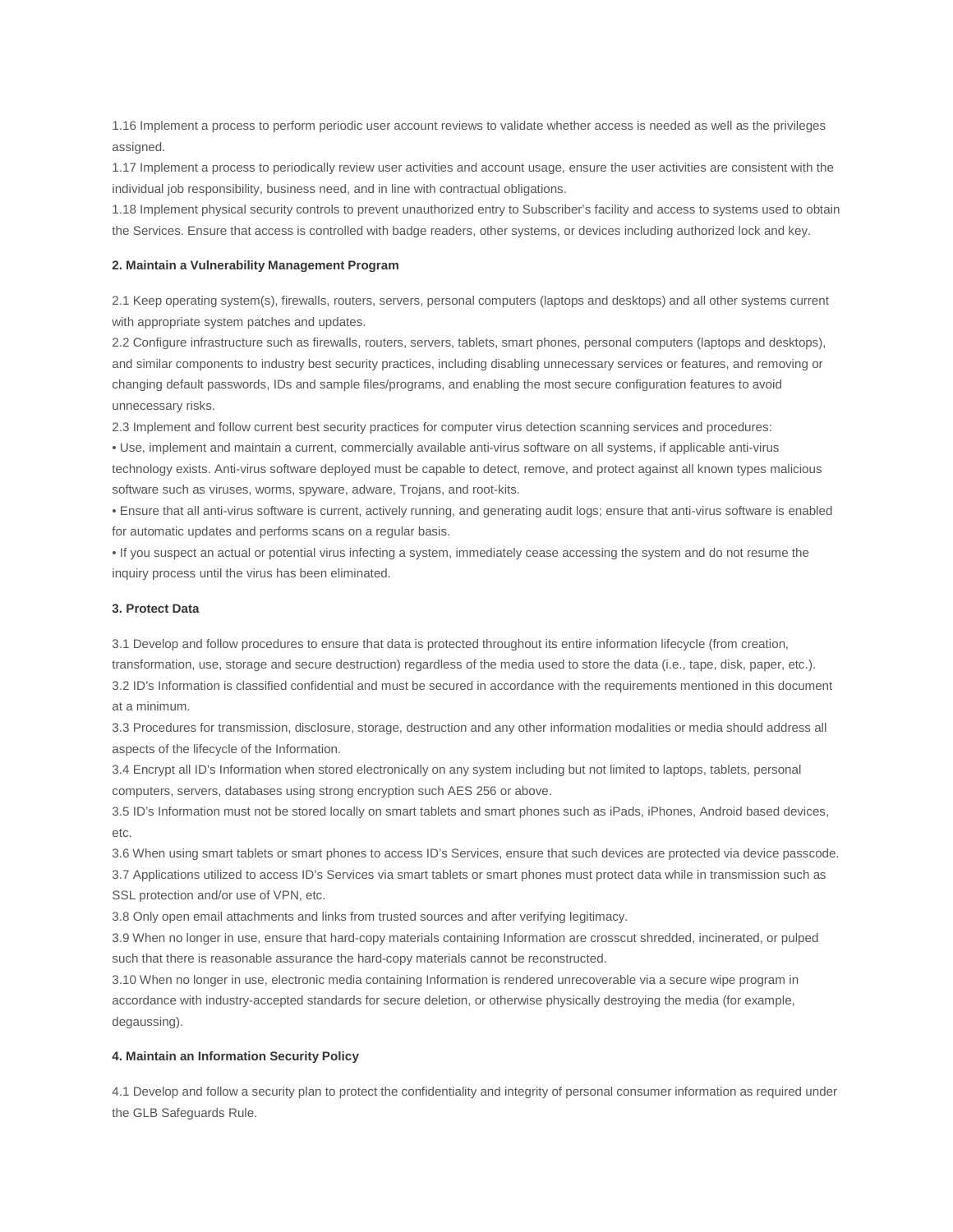1.16 Implement a process to perform periodic user account reviews to validate whether access is needed as well as the privileges assigned.

1.17 Implement a process to periodically review user activities and account usage, ensure the user activities are consistent with the individual job responsibility, business need, and in line with contractual obligations.

1.18 Implement physical security controls to prevent unauthorized entry to Subscriber's facility and access to systems used to obtain the Services. Ensure that access is controlled with badge readers, other systems, or devices including authorized lock and key.

**2. Maintain a Vulnerability Management Program**

2.1 Keep operating system(s), firewalls, routers, servers, personal computers (laptops and desktops) and all other systems current with appropriate system patches and updates.

2.2 Configure infrastructure such as firewalls, routers, servers, tablets, smart phones, personal computers (laptops and desktops), and similar components to industry best security practices, including disabling unnecessary services or features, and removing or changing default passwords, IDs and sample files/programs, and enabling the most secure configuration features to avoid unnecessary risks.

2.3 Implement and follow current best security practices for computer virus detection scanning services and procedures:

- Use, implement and maintain a current, commercially available anti-virus software on all systems, if applicable anti-virus technology exists. Anti-virus software deployed must be capable to detect, remove, and protect against all known types malicious software such as viruses, worms, spyware, adware, Trojans, and root-kits.
- Ensure that all anti-virus software is current, actively running, and generating audit logs; ensure that anti-virus software is enabled for automatic updates and performs scans on a regular basis.
- If you suspect an actual or potential virus infecting a system, immediately cease accessing the system and do not resume the inquiry process until the virus has been eliminated.

**3. Protect Data**

3.1 Develop and follow procedures to ensure that data is protected throughout its entire information lifecycle (from creation, transformation, use, storage and secure destruction) regardless of the media used to store the data (i.e., tape, disk, paper, etc.).

3.2 ID's Information is classified confidential and must be secured in accordance with the requirements mentioned in this document at a minimum.

3.3 Procedures for transmission, disclosure, storage, destruction and any other information modalities or media should address all aspects of the lifecycle of the Information.

3.4 Encrypt all ID's Information when stored electronically on any system including but not limited to laptops, tablets, personal computers, servers, databases using strong encryption such AES 256 or above.

3.5 ID's Information must not be stored locally on smart tablets and smart phones such as iPads, iPhones, Android based devices, etc.

3.6 When using smart tablets or smart phones to access ID's Services, ensure that such devices are protected via device passcode.

3.7 Applications utilized to access ID's Services via smart tablets or smart phones must protect data while in transmission such as SSL protection and/or use of VPN, etc.

3.8 Only open email attachments and links from trusted sources and after verifying legitimacy.

3.9 When no longer in use, ensure that hard-copy materials containing Information are crosscut shredded, incinerated, or pulped such that there is reasonable assurance the hard-copy materials cannot be reconstructed.

3.10 When no longer in use, electronic media containing Information is rendered unrecoverable via a secure wipe program in accordance with industry-accepted standards for secure deletion, or otherwise physically destroying the media (for example, degaussing).

**4. Maintain an Information Security Policy**

4.1 Develop and follow a security plan to protect the confidentiality and integrity of personal consumer information as required under the GLB Safeguards Rule.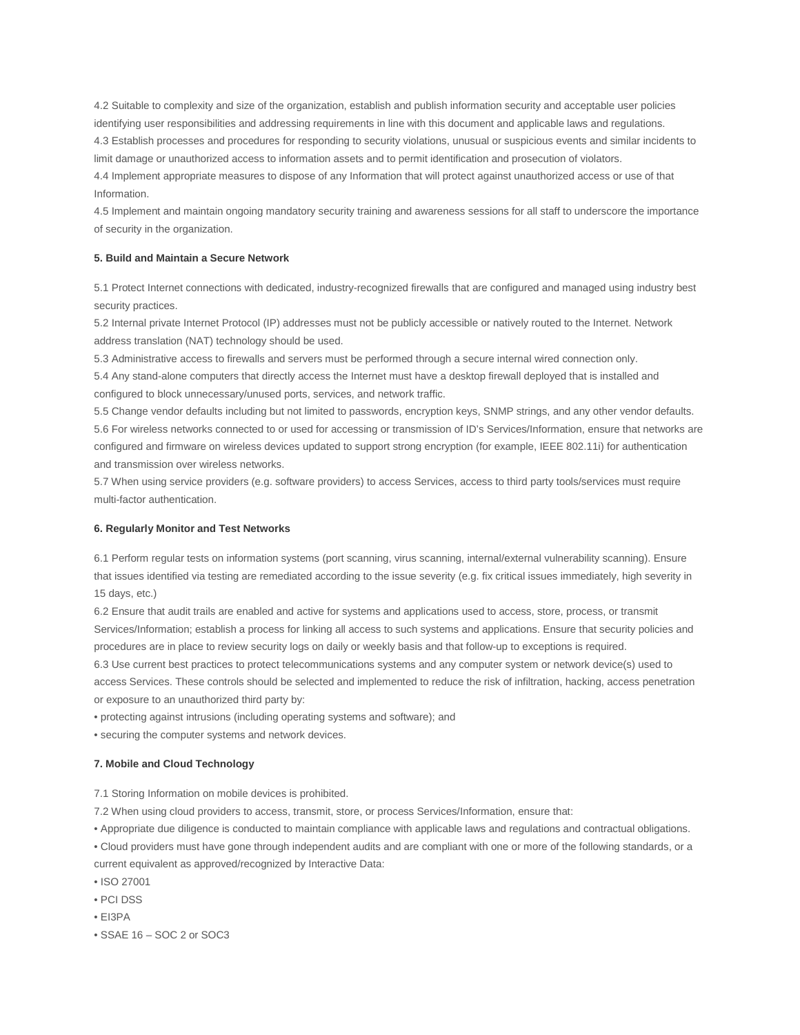4.2 Suitable to complexity and size of the organization, establish and publish information security and acceptable user policies identifying user responsibilities and addressing requirements in line with this document and applicable laws and regulations.

4.3 Establish processes and procedures for responding to security violations, unusual or suspicious events and similar incidents to limit damage or unauthorized access to information assets and to permit identification and prosecution of violators.

4.4 Implement appropriate measures to dispose of any Information that will protect against unauthorized access or use of that Information.

4.5 Implement and maintain ongoing mandatory security training and awareness sessions for all staff to underscore the importance of security in the organization.

**5. Build and Maintain a Secure Network**

5.1 Protect Internet connections with dedicated, industry-recognized firewalls that are configured and managed using industry best security practices.

5.2 Internal private Internet Protocol (IP) addresses must not be publicly accessible or natively routed to the Internet. Network address translation (NAT) technology should be used.

5.3 Administrative access to firewalls and servers must be performed through a secure internal wired connection only.

5.4 Any stand-alone computers that directly access the Internet must have a desktop firewall deployed that is installed and configured to block unnecessary/unused ports, services, and network traffic.

5.5 Change vendor defaults including but not limited to passwords, encryption keys, SNMP strings, and any other vendor defaults.

5.6 For wireless networks connected to or used for accessing or transmission of ID's Services/Information, ensure that networks are configured and firmware on wireless devices updated to support strong encryption (for example, IEEE 802.11i) for authentication and transmission over wireless networks.

5.7 When using service providers (e.g. software providers) to access Services, access to third party tools/services must require multi-factor authentication.

**6. Regularly Monitor and Test Networks**

6.1 Perform regular tests on information systems (port scanning, virus scanning, internal/external vulnerability scanning). Ensure that issues identified via testing are remediated according to the issue severity (e.g. fix critical issues immediately, high severity in 15 days, etc.)

6.2 Ensure that audit trails are enabled and active for systems and applications used to access, store, process, or transmit Services/Information; establish a process for linking all access to such systems and applications. Ensure that security policies and procedures are in place to review security logs on daily or weekly basis and that follow-up to exceptions is required.

6.3 Use current best practices to protect telecommunications systems and any computer system or network device(s) used to access Services. These controls should be selected and implemented to reduce the risk of infiltration, hacking, access penetration or exposure to an unauthorized third party by:

- protecting against intrusions (including operating systems and software); and
- securing the computer systems and network devices.

**7. Mobile and Cloud Technology**

7.1 Storing Information on mobile devices is prohibited.

7.2 When using cloud providers to access, transmit, store, or process Services/Information, ensure that:

- Appropriate due diligence is conducted to maintain compliance with applicable laws and regulations and contractual obligations.
- Cloud providers must have gone through independent audits and are compliant with one or more of the following standards, or a current equivalent as approved/recognized by Interactive Data:
- ISO 27001
- PCI DSS
- EI3PA
- SSAE 16 – SOC 2 or SOC3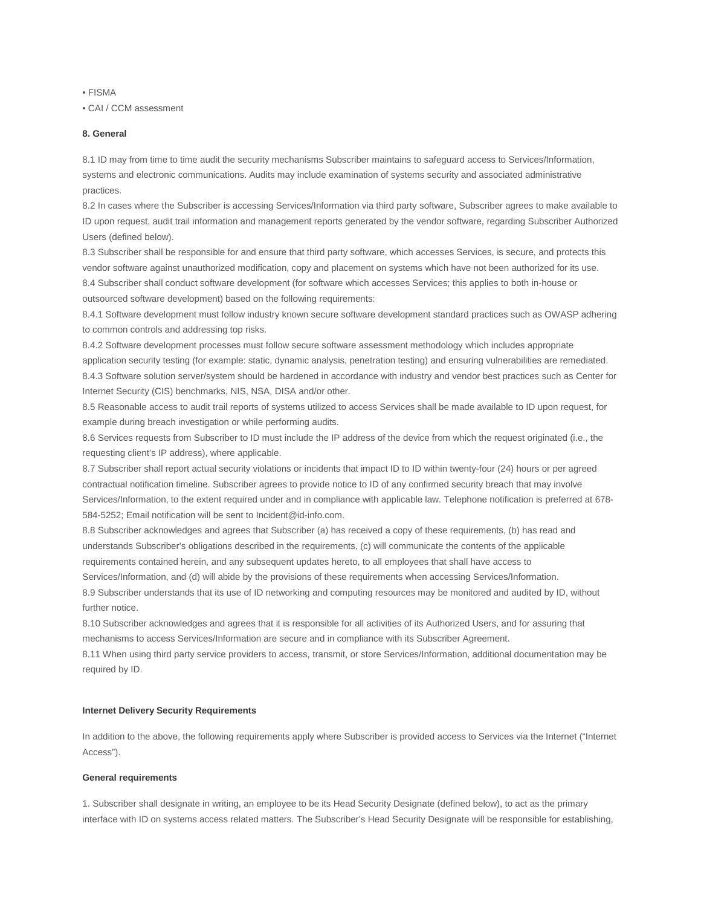• FISMA
• CAI / CCM assessment

**8. General**

8.1 ID may from time to time audit the security mechanisms Subscriber maintains to safeguard access to Services/Information, systems and electronic communications. Audits may include examination of systems security and associated administrative practices.
8.2 In cases where the Subscriber is accessing Services/Information via third party software, Subscriber agrees to make available to ID upon request, audit trail information and management reports generated by the vendor software, regarding Subscriber Authorized Users (defined below).
8.3 Subscriber shall be responsible for and ensure that third party software, which accesses Services, is secure, and protects this vendor software against unauthorized modification, copy and placement on systems which have not been authorized for its use.
8.4 Subscriber shall conduct software development (for software which accesses Services; this applies to both in-house or outsourced software development) based on the following requirements:
8.4.1 Software development must follow industry known secure software development standard practices such as OWASP adhering to common controls and addressing top risks.
8.4.2 Software development processes must follow secure software assessment methodology which includes appropriate application security testing (for example: static, dynamic analysis, penetration testing) and ensuring vulnerabilities are remediated.
8.4.3 Software solution server/system should be hardened in accordance with industry and vendor best practices such as Center for Internet Security (CIS) benchmarks, NIS, NSA, DISA and/or other.
8.5 Reasonable access to audit trail reports of systems utilized to access Services shall be made available to ID upon request, for example during breach investigation or while performing audits.
8.6 Services requests from Subscriber to ID must include the IP address of the device from which the request originated (i.e., the requesting client's IP address), where applicable.
8.7 Subscriber shall report actual security violations or incidents that impact ID to ID within twenty-four (24) hours or per agreed contractual notification timeline. Subscriber agrees to provide notice to ID of any confirmed security breach that may involve Services/Information, to the extent required under and in compliance with applicable law. Telephone notification is preferred at 678-584-5252; Email notification will be sent to Incident@id-info.com.
8.8 Subscriber acknowledges and agrees that Subscriber (a) has received a copy of these requirements, (b) has read and understands Subscriber's obligations described in the requirements, (c) will communicate the contents of the applicable requirements contained herein, and any subsequent updates hereto, to all employees that shall have access to Services/Information, and (d) will abide by the provisions of these requirements when accessing Services/Information.
8.9 Subscriber understands that its use of ID networking and computing resources may be monitored and audited by ID, without further notice.
8.10 Subscriber acknowledges and agrees that it is responsible for all activities of its Authorized Users, and for assuring that mechanisms to access Services/Information are secure and in compliance with its Subscriber Agreement.
8.11 When using third party service providers to access, transmit, or store Services/Information, additional documentation may be required by ID.

**Internet Delivery Security Requirements**

In addition to the above, the following requirements apply where Subscriber is provided access to Services via the Internet ("Internet Access").

**General requirements**

1. Subscriber shall designate in writing, an employee to be its Head Security Designate (defined below), to act as the primary interface with ID on systems access related matters. The Subscriber's Head Security Designate will be responsible for establishing,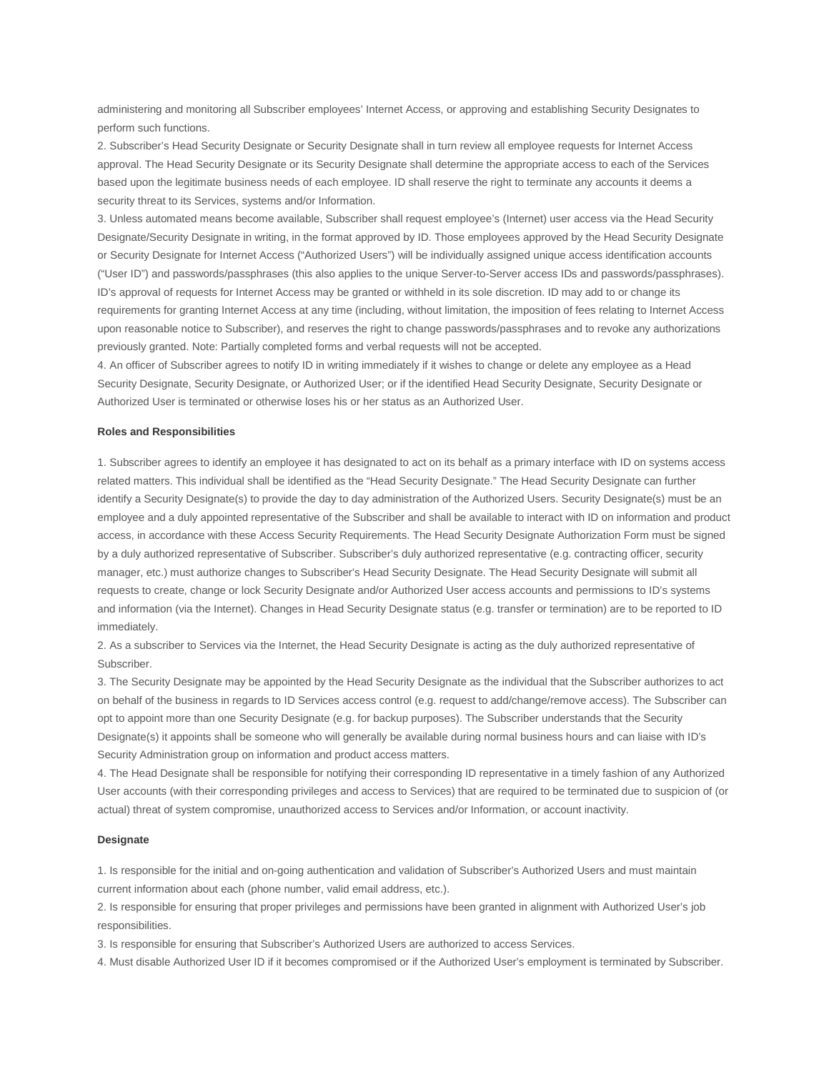administering and monitoring all Subscriber employees' Internet Access, or approving and establishing Security Designates to perform such functions.

2. Subscriber's Head Security Designate or Security Designate shall in turn review all employee requests for Internet Access approval. The Head Security Designate or its Security Designate shall determine the appropriate access to each of the Services based upon the legitimate business needs of each employee. ID shall reserve the right to terminate any accounts it deems a security threat to its Services, systems and/or Information.

3. Unless automated means become available, Subscriber shall request employee's (Internet) user access via the Head Security Designate/Security Designate in writing, in the format approved by ID. Those employees approved by the Head Security Designate or Security Designate for Internet Access ("Authorized Users") will be individually assigned unique access identification accounts ("User ID") and passwords/passphrases (this also applies to the unique Server-to-Server access IDs and passwords/passphrases). ID's approval of requests for Internet Access may be granted or withheld in its sole discretion. ID may add to or change its requirements for granting Internet Access at any time (including, without limitation, the imposition of fees relating to Internet Access upon reasonable notice to Subscriber), and reserves the right to change passwords/passphrases and to revoke any authorizations previously granted. Note: Partially completed forms and verbal requests will not be accepted.

4. An officer of Subscriber agrees to notify ID in writing immediately if it wishes to change or delete any employee as a Head Security Designate, Security Designate, or Authorized User; or if the identified Head Security Designate, Security Designate or Authorized User is terminated or otherwise loses his or her status as an Authorized User.

**Roles and Responsibilities**

1. Subscriber agrees to identify an employee it has designated to act on its behalf as a primary interface with ID on systems access related matters. This individual shall be identified as the "Head Security Designate." The Head Security Designate can further identify a Security Designate(s) to provide the day to day administration of the Authorized Users. Security Designate(s) must be an employee and a duly appointed representative of the Subscriber and shall be available to interact with ID on information and product access, in accordance with these Access Security Requirements. The Head Security Designate Authorization Form must be signed by a duly authorized representative of Subscriber. Subscriber's duly authorized representative (e.g. contracting officer, security manager, etc.) must authorize changes to Subscriber's Head Security Designate. The Head Security Designate will submit all requests to create, change or lock Security Designate and/or Authorized User access accounts and permissions to ID's systems and information (via the Internet). Changes in Head Security Designate status (e.g. transfer or termination) are to be reported to ID immediately.

2. As a subscriber to Services via the Internet, the Head Security Designate is acting as the duly authorized representative of Subscriber.

3. The Security Designate may be appointed by the Head Security Designate as the individual that the Subscriber authorizes to act on behalf of the business in regards to ID Services access control (e.g. request to add/change/remove access). The Subscriber can opt to appoint more than one Security Designate (e.g. for backup purposes). The Subscriber understands that the Security Designate(s) it appoints shall be someone who will generally be available during normal business hours and can liaise with ID's Security Administration group on information and product access matters.

4. The Head Designate shall be responsible for notifying their corresponding ID representative in a timely fashion of any Authorized User accounts (with their corresponding privileges and access to Services) that are required to be terminated due to suspicion of (or actual) threat of system compromise, unauthorized access to Services and/or Information, or account inactivity.

**Designate**

1. Is responsible for the initial and on-going authentication and validation of Subscriber's Authorized Users and must maintain current information about each (phone number, valid email address, etc.).

2. Is responsible for ensuring that proper privileges and permissions have been granted in alignment with Authorized User's job responsibilities.

3. Is responsible for ensuring that Subscriber's Authorized Users are authorized to access Services.

4. Must disable Authorized User ID if it becomes compromised or if the Authorized User's employment is terminated by Subscriber.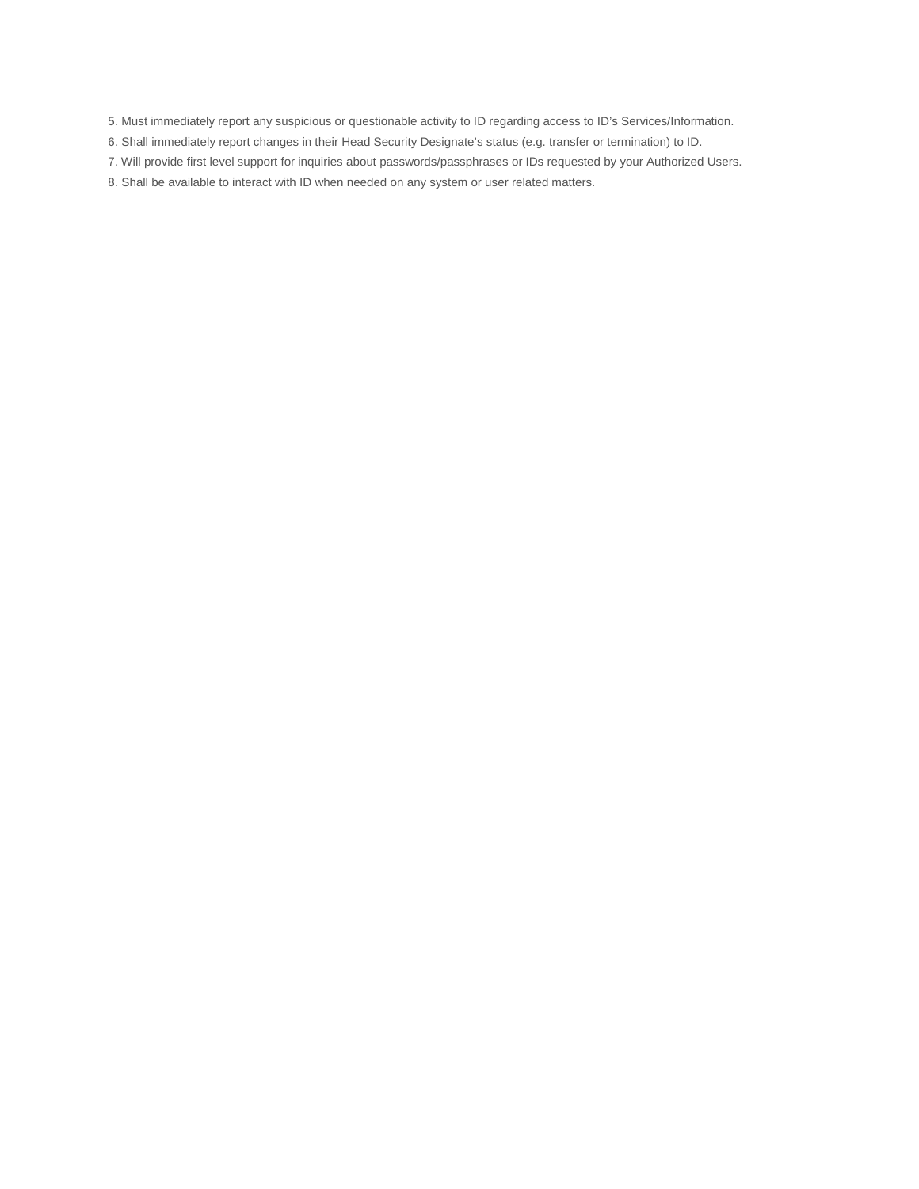5. Must immediately report any suspicious or questionable activity to ID regarding access to ID's Services/Information.
6. Shall immediately report changes in their Head Security Designate's status (e.g. transfer or termination) to ID.
7. Will provide first level support for inquiries about passwords/passphrases or IDs requested by your Authorized Users.
8. Shall be available to interact with ID when needed on any system or user related matters.